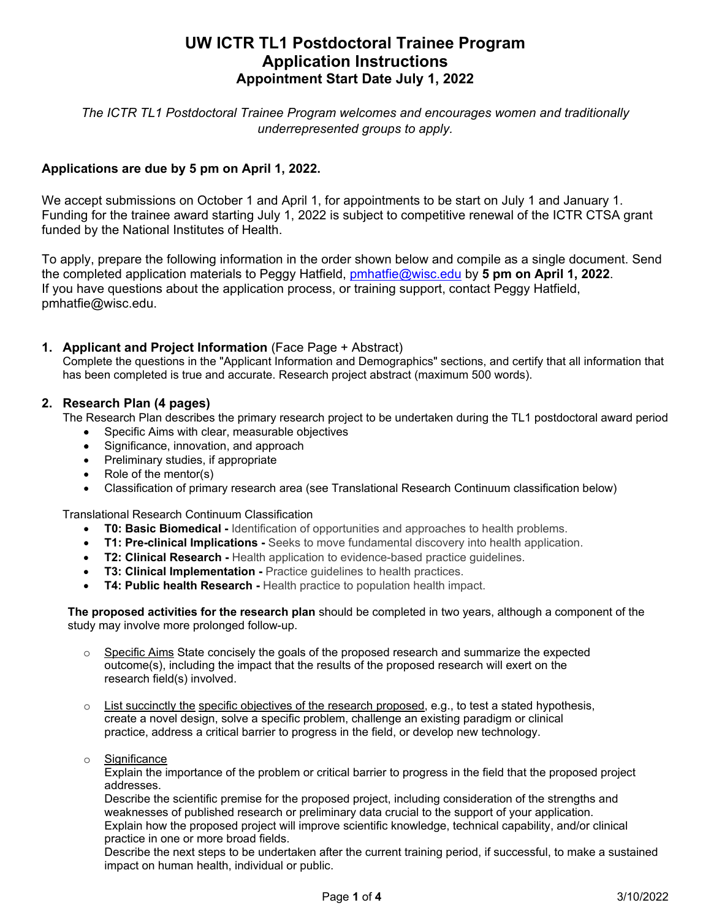# UW ICTR TL1 Postdoctoral Trainee Program
# Application Instructions
## Appointment Start Date July 1, 2022

*The ICTR TL1 Postdoctoral Trainee Program welcomes and encourages women and traditionally underrepresented groups to apply.*

**Applications are due by 5 pm on April 1, 2022.**

We accept submissions on October 1 and April 1, for appointments to be start on July 1 and January 1. Funding for the trainee award starting July 1, 2022 is subject to competitive renewal of the ICTR CTSA grant funded by the National Institutes of Health.

To apply, prepare the following information in the order shown below and compile as a single document. Send the completed application materials to Peggy Hatfield, pmhatfie@wisc.edu by **5 pm on April 1, 2022**.
If you have questions about the application process, or training support, contact Peggy Hatfield, pmhatfie@wisc.edu.

1. **Applicant and Project Information** (Face Page + Abstract)
   Complete the questions in the "Applicant Information and Demographics" sections, and certify that all information that has been completed is true and accurate. Research project abstract (maximum 500 words).

2. **Research Plan (4 pages)**
   The Research Plan describes the primary research project to be undertaken during the TL1 postdoctoral award period
   - Specific Aims with clear, measurable objectives
   - Significance, innovation, and approach
   - Preliminary studies, if appropriate
   - Role of the mentor(s)
   - Classification of primary research area (see Translational Research Continuum classification below)

   Translational Research Continuum Classification
   - **T0: Basic Biomedical -** Identification of opportunities and approaches to health problems.
   - **T1: Pre-clinical Implications -** Seeks to move fundamental discovery into health application.
   - **T2: Clinical Research -** Health application to evidence-based practice guidelines.
   - **T3: Clinical Implementation -** Practice guidelines to health practices.
   - **T4: Public health Research -** Health practice to population health impact.

   **The proposed activities for the research plan** should be completed in two years, although a component of the study may involve more prolonged follow-up.

   - Specific Aims State concisely the goals of the proposed research and summarize the expected outcome(s), including the impact that the results of the proposed research will exert on the research field(s) involved.

   - List succinctly the specific objectives of the research proposed, e.g., to test a stated hypothesis, create a novel design, solve a specific problem, challenge an existing paradigm or clinical practice, address a critical barrier to progress in the field, or develop new technology.

   - Significance
     Explain the importance of the problem or critical barrier to progress in the field that the proposed project addresses.
     Describe the scientific premise for the proposed project, including consideration of the strengths and weaknesses of published research or preliminary data crucial to the support of your application.
     Explain how the proposed project will improve scientific knowledge, technical capability, and/or clinical practice in one or more broad fields.
     Describe the next steps to be undertaken after the current training period, if successful, to make a sustained impact on human health, individual or public.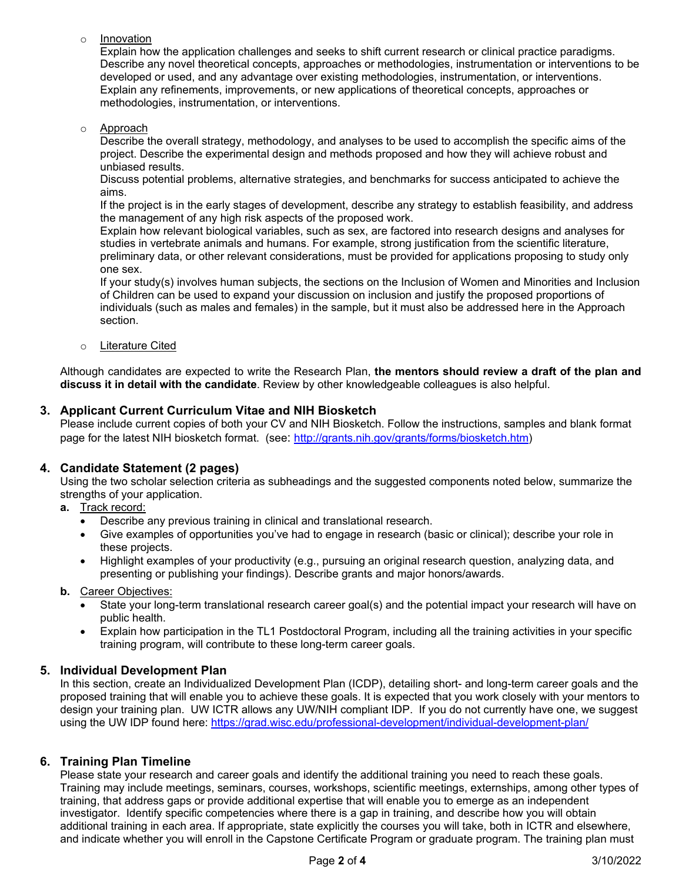- Innovation
  Explain how the application challenges and seeks to shift current research or clinical practice paradigms. Describe any novel theoretical concepts, approaches or methodologies, instrumentation or interventions to be developed or used, and any advantage over existing methodologies, instrumentation, or interventions. Explain any refinements, improvements, or new applications of theoretical concepts, approaches or methodologies, instrumentation, or interventions.

- Approach
  Describe the overall strategy, methodology, and analyses to be used to accomplish the specific aims of the project. Describe the experimental design and methods proposed and how they will achieve robust and unbiased results.
  Discuss potential problems, alternative strategies, and benchmarks for success anticipated to achieve the aims.
  If the project is in the early stages of development, describe any strategy to establish feasibility, and address the management of any high risk aspects of the proposed work.
  Explain how relevant biological variables, such as sex, are factored into research designs and analyses for studies in vertebrate animals and humans. For example, strong justification from the scientific literature, preliminary data, or other relevant considerations, must be provided for applications proposing to study only one sex.
  If your study(s) involves human subjects, the sections on the Inclusion of Women and Minorities and Inclusion of Children can be used to expand your discussion on inclusion and justify the proposed proportions of individuals (such as males and females) in the sample, but it must also be addressed here in the Approach section.

- Literature Cited

Although candidates are expected to write the Research Plan, **the mentors should review a draft of the plan and discuss it in detail with the candidate**. Review by other knowledgeable colleagues is also helpful.

## 3. Applicant Current Curriculum Vitae and NIH Biosketch

Please include current copies of both your CV and NIH Biosketch. Follow the instructions, samples and blank format page for the latest NIH biosketch format. (see: http://grants.nih.gov/grants/forms/biosketch.htm)

## 4. Candidate Statement (2 pages)

Using the two scholar selection criteria as subheadings and the suggested components noted below, summarize the strengths of your application.

**a.** Track record:

- Describe any previous training in clinical and translational research.
- Give examples of opportunities you've had to engage in research (basic or clinical); describe your role in these projects.
- Highlight examples of your productivity (e.g., pursuing an original research question, analyzing data, and presenting or publishing your findings). Describe grants and major honors/awards.

**b.** Career Objectives:

- State your long-term translational research career goal(s) and the potential impact your research will have on public health.
- Explain how participation in the TL1 Postdoctoral Program, including all the training activities in your specific training program, will contribute to these long-term career goals.

## 5. Individual Development Plan

In this section, create an Individualized Development Plan (ICDP), detailing short- and long-term career goals and the proposed training that will enable you to achieve these goals. It is expected that you work closely with your mentors to design your training plan. UW ICTR allows any UW/NIH compliant IDP. If you do not currently have one, we suggest using the UW IDP found here: https://grad.wisc.edu/professional-development/individual-development-plan/

## 6. Training Plan Timeline

Please state your research and career goals and identify the additional training you need to reach these goals. Training may include meetings, seminars, courses, workshops, scientific meetings, externships, among other types of training, that address gaps or provide additional expertise that will enable you to emerge as an independent investigator. Identify specific competencies where there is a gap in training, and describe how you will obtain additional training in each area. If appropriate, state explicitly the courses you will take, both in ICTR and elsewhere, and indicate whether you will enroll in the Capstone Certificate Program or graduate program. The training plan must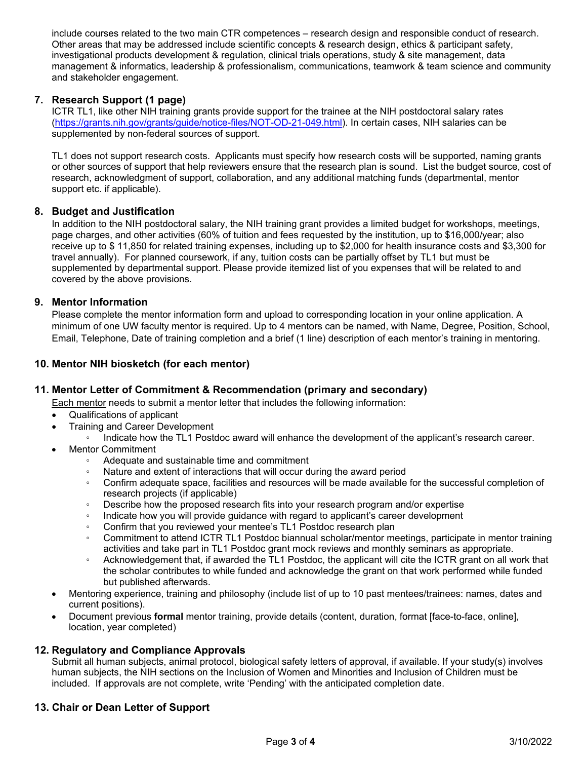include courses related to the two main CTR competences – research design and responsible conduct of research. Other areas that may be addressed include scientific concepts & research design, ethics & participant safety, investigational products development & regulation, clinical trials operations, study & site management, data management & informatics, leadership & professionalism, communications, teamwork & team science and community and stakeholder engagement.

## 7. Research Support (1 page)

ICTR TL1, like other NIH training grants provide support for the trainee at the NIH postdoctoral salary rates (https://grants.nih.gov/grants/guide/notice-files/NOT-OD-21-049.html). In certain cases, NIH salaries can be supplemented by non-federal sources of support.

TL1 does not support research costs. Applicants must specify how research costs will be supported, naming grants or other sources of support that help reviewers ensure that the research plan is sound. List the budget source, cost of research, acknowledgment of support, collaboration, and any additional matching funds (departmental, mentor support etc. if applicable).

## 8. Budget and Justification

In addition to the NIH postdoctoral salary, the NIH training grant provides a limited budget for workshops, meetings, page charges, and other activities (60% of tuition and fees requested by the institution, up to $16,000/year; also receive up to $ 11,850 for related training expenses, including up to $2,000 for health insurance costs and $3,300 for travel annually). For planned coursework, if any, tuition costs can be partially offset by TL1 but must be supplemented by departmental support. Please provide itemized list of you expenses that will be related to and covered by the above provisions.

## 9. Mentor Information

Please complete the mentor information form and upload to corresponding location in your online application. A minimum of one UW faculty mentor is required. Up to 4 mentors can be named, with Name, Degree, Position, School, Email, Telephone, Date of training completion and a brief (1 line) description of each mentor's training in mentoring.

## 10. Mentor NIH biosketch (for each mentor)

## 11. Mentor Letter of Commitment & Recommendation (primary and secondary)

Each mentor needs to submit a mentor letter that includes the following information:

- Qualifications of applicant
- Training and Career Development
  - Indicate how the TL1 Postdoc award will enhance the development of the applicant's research career.
- Mentor Commitment
  - Adequate and sustainable time and commitment
  - Nature and extent of interactions that will occur during the award period
  - Confirm adequate space, facilities and resources will be made available for the successful completion of research projects (if applicable)
  - Describe how the proposed research fits into your research program and/or expertise
  - Indicate how you will provide guidance with regard to applicant's career development
  - Confirm that you reviewed your mentee's TL1 Postdoc research plan
  - Commitment to attend ICTR TL1 Postdoc biannual scholar/mentor meetings, participate in mentor training activities and take part in TL1 Postdoc grant mock reviews and monthly seminars as appropriate.
  - Acknowledgement that, if awarded the TL1 Postdoc, the applicant will cite the ICTR grant on all work that the scholar contributes to while funded and acknowledge the grant on that work performed while funded but published afterwards.
- Mentoring experience, training and philosophy (include list of up to 10 past mentees/trainees: names, dates and current positions).
- Document previous **formal** mentor training, provide details (content, duration, format [face-to-face, online], location, year completed)

## 12. Regulatory and Compliance Approvals

Submit all human subjects, animal protocol, biological safety letters of approval, if available. If your study(s) involves human subjects, the NIH sections on the Inclusion of Women and Minorities and Inclusion of Children must be included. If approvals are not complete, write 'Pending' with the anticipated completion date.

## 13. Chair or Dean Letter of Support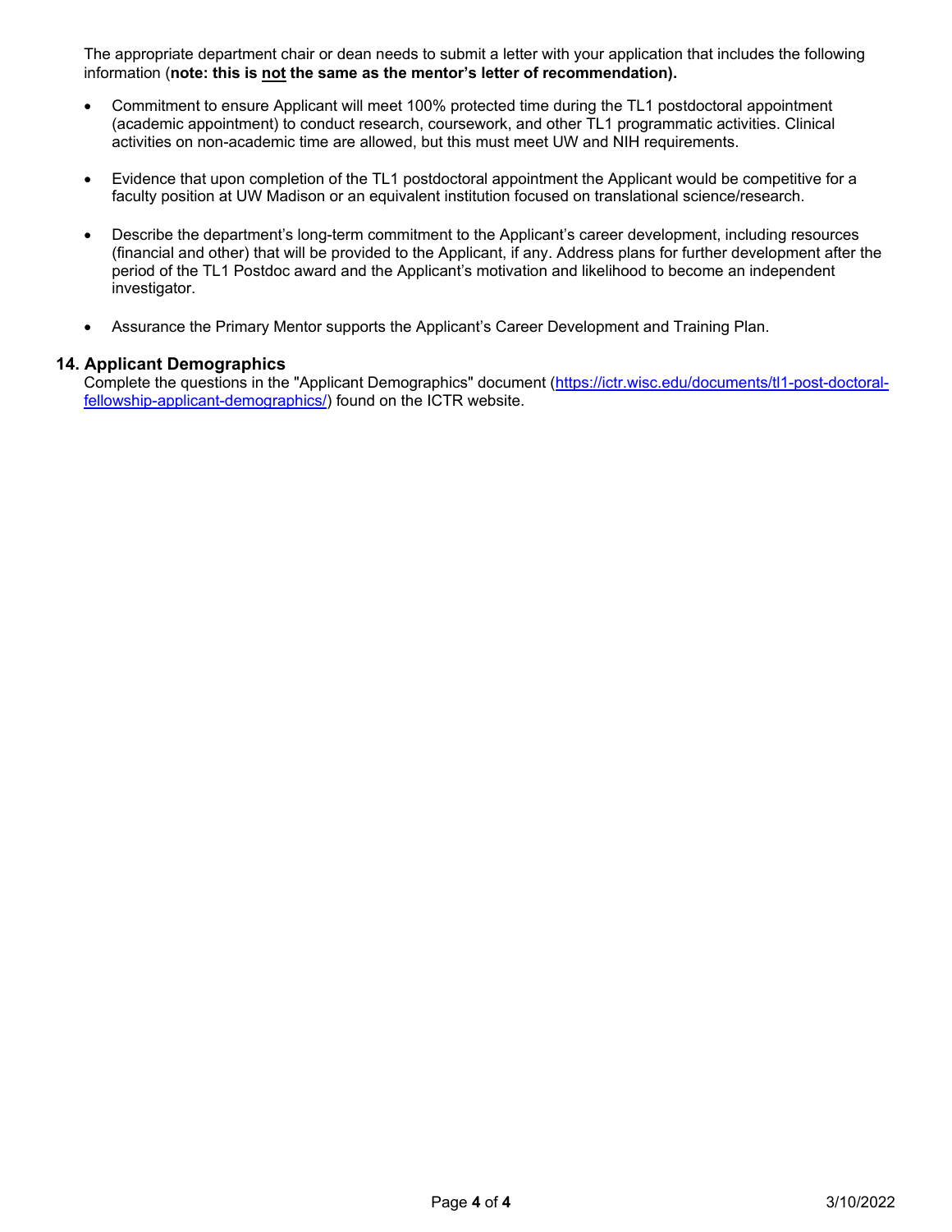The appropriate department chair or dean needs to submit a letter with your application that includes the following information (**note: this is <u>not</u> the same as the mentor's letter of recommendation).**

- Commitment to ensure Applicant will meet 100% protected time during the TL1 postdoctoral appointment (academic appointment) to conduct research, coursework, and other TL1 programmatic activities. Clinical activities on non-academic time are allowed, but this must meet UW and NIH requirements.
- Evidence that upon completion of the TL1 postdoctoral appointment the Applicant would be competitive for a faculty position at UW Madison or an equivalent institution focused on translational science/research.
- Describe the department's long-term commitment to the Applicant's career development, including resources (financial and other) that will be provided to the Applicant, if any. Address plans for further development after the period of the TL1 Postdoc award and the Applicant's motivation and likelihood to become an independent investigator.
- Assurance the Primary Mentor supports the Applicant's Career Development and Training Plan.

### 14. Applicant Demographics

Complete the questions in the "Applicant Demographics" document ([https://ictr.wisc.edu/documents/tl1-post-doctoral-fellowship-applicant-demographics/](https://ictr.wisc.edu/documents/tl1-post-doctoral-fellowship-applicant-demographics/)) found on the ICTR website.